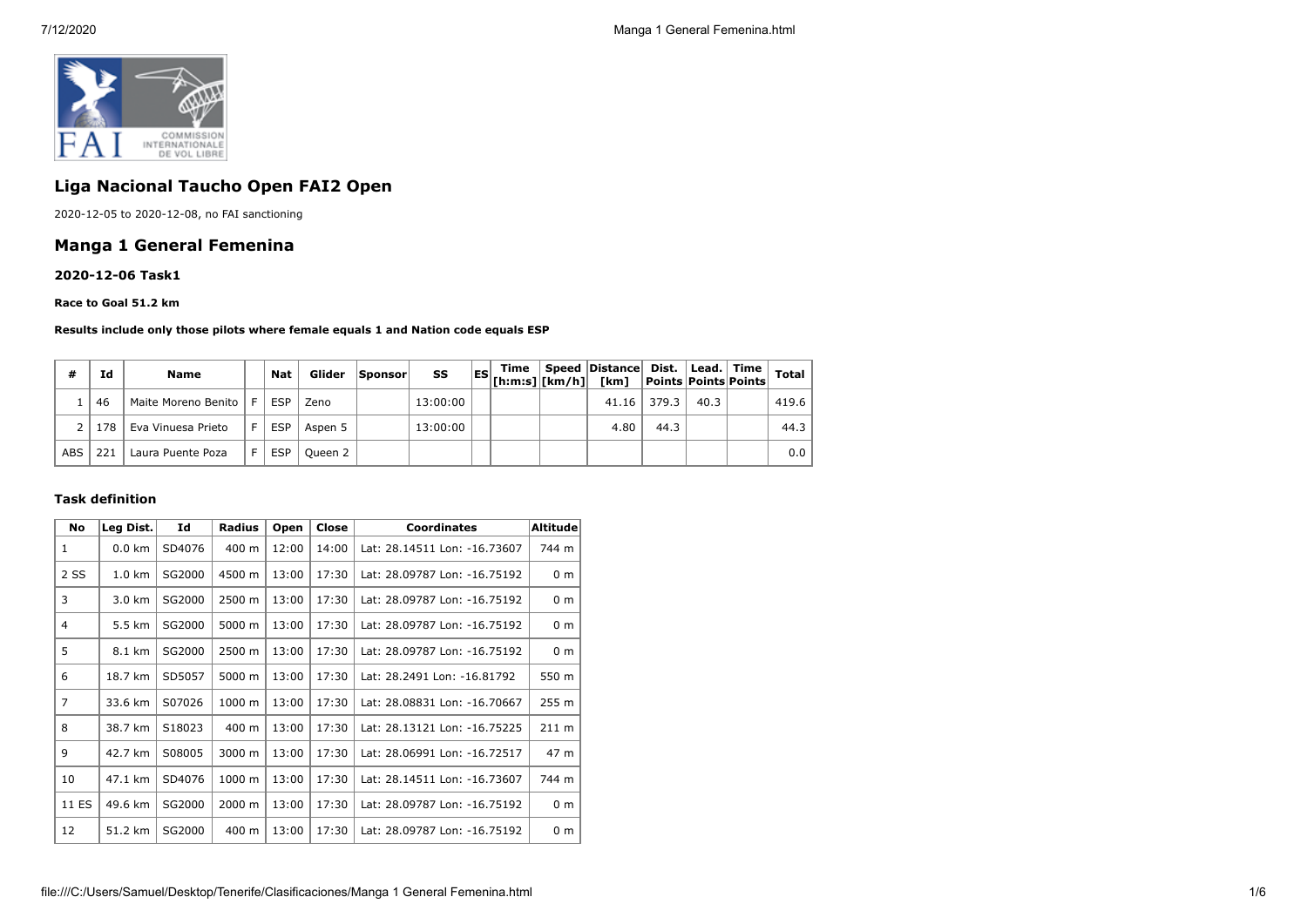## Liga Nacional Taucho Open FAI2 Open

2020-12-05 to 2020-12-08, no FAI sanctioning

## Manga 1 General Femenina

#### 2020-12-06 Task1

**Race to Goal 51.2 km**

**Results include only those pilots where female equals 1 and Nation code equals ESP**

| # | Id | Name | | Nat | Glider | Sponsor | SS | ES | Time [h:m:s] | Speed [km/h] | Distance [km] | Dist. Points | Lead. Points | Time Points | Total |
|---|---|---|---|---|---|---|---|---|---|---|---|---|---|---|---|
| 1 | 46 | Maite Moreno Benito | F | ESP | Zeno | | 13:00:00 | | | | 41.16 | 379.3 | 40.3 | | 419.6 |
| 2 | 178 | Eva Vinuesa Prieto | F | ESP | Aspen 5 | | 13:00:00 | | | | 4.80 | 44.3 | | | 44.3 |
| ABS | 221 | Laura Puente Poza | F | ESP | Queen 2 | | | | | | | | | | 0.0 |

#### Task definition

| No | Leg Dist. | Id | Radius | Open | Close | Coordinates | Altitude |
|---|---|---|---|---|---|---|---|
| 1 | 0.0 km | SD4076 | 400 m | 12:00 | 14:00 | Lat: 28.14511 Lon: -16.73607 | 744 m |
| 2 SS | 1.0 km | SG2000 | 4500 m | 13:00 | 17:30 | Lat: 28.09787 Lon: -16.75192 | 0 m |
| 3 | 3.0 km | SG2000 | 2500 m | 13:00 | 17:30 | Lat: 28.09787 Lon: -16.75192 | 0 m |
| 4 | 5.5 km | SG2000 | 5000 m | 13:00 | 17:30 | Lat: 28.09787 Lon: -16.75192 | 0 m |
| 5 | 8.1 km | SG2000 | 2500 m | 13:00 | 17:30 | Lat: 28.09787 Lon: -16.75192 | 0 m |
| 6 | 18.7 km | SD5057 | 5000 m | 13:00 | 17:30 | Lat: 28.2491 Lon: -16.81792 | 550 m |
| 7 | 33.6 km | S07026 | 1000 m | 13:00 | 17:30 | Lat: 28.08831 Lon: -16.70667 | 255 m |
| 8 | 38.7 km | S18023 | 400 m | 13:00 | 17:30 | Lat: 28.13121 Lon: -16.75225 | 211 m |
| 9 | 42.7 km | S08005 | 3000 m | 13:00 | 17:30 | Lat: 28.06991 Lon: -16.72517 | 47 m |
| 10 | 47.1 km | SD4076 | 1000 m | 13:00 | 17:30 | Lat: 28.14511 Lon: -16.73607 | 744 m |
| 11 ES | 49.6 km | SG2000 | 2000 m | 13:00 | 17:30 | Lat: 28.09787 Lon: -16.75192 | 0 m |
| 12 | 51.2 km | SG2000 | 400 m | 13:00 | 17:30 | Lat: 28.09787 Lon: -16.75192 | 0 m |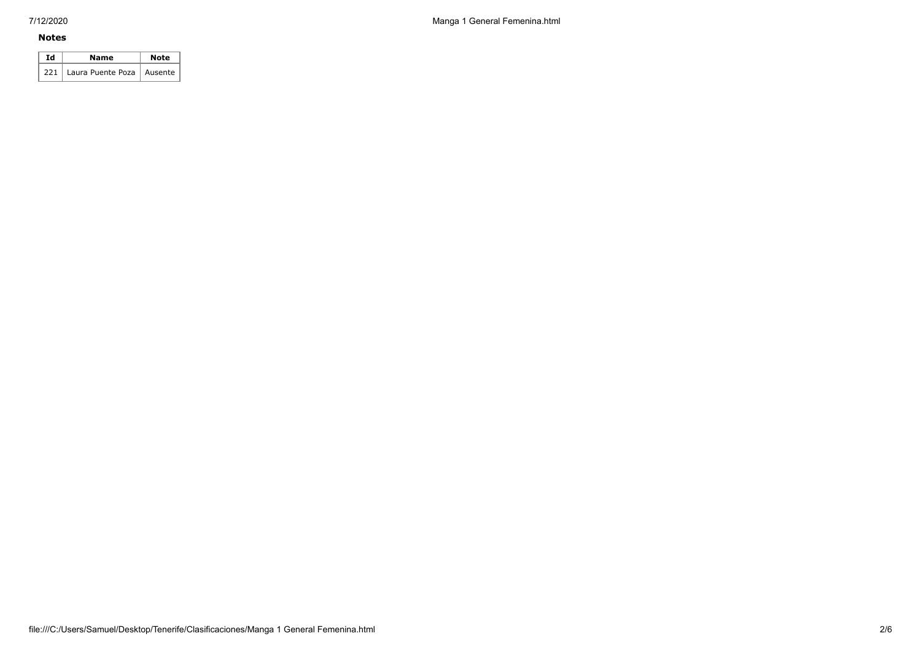**Notes**

| Id | Name | Note |
| --- | --- | --- |
| 221 | Laura Puente Poza | Ausente |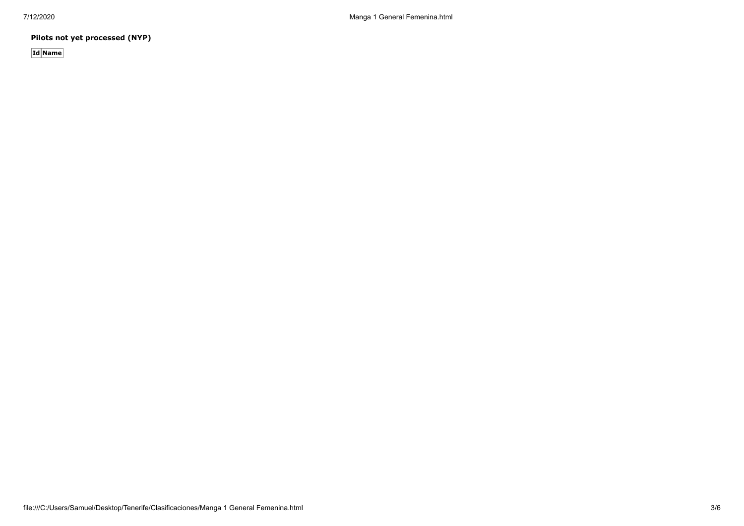**Pilots not yet processed (NYP)**

| Id | Name |
| --- | --- |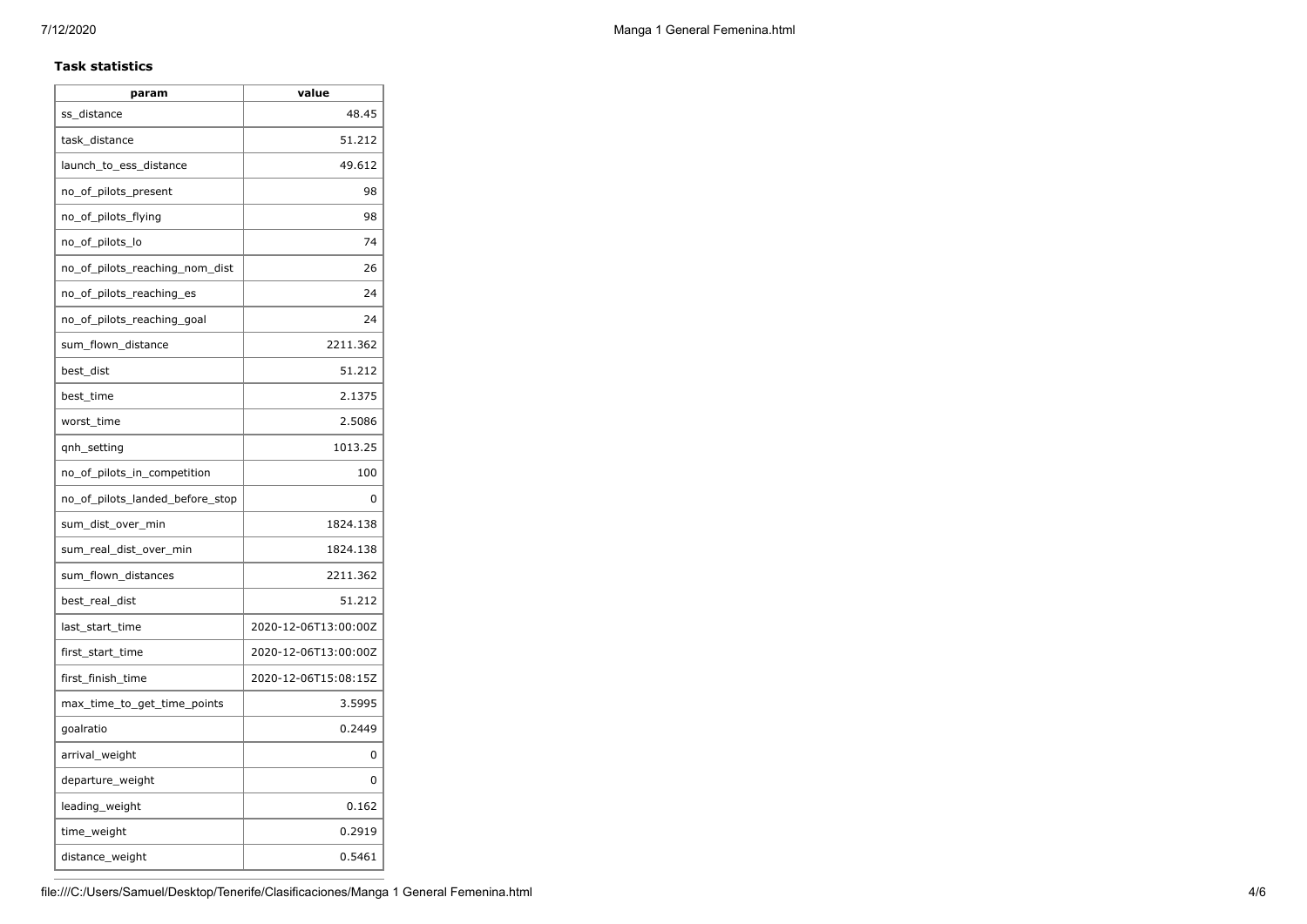**Task statistics**

| param | value |
| --- | --- |
| ss_distance | 48.45 |
| task_distance | 51.212 |
| launch_to_ess_distance | 49.612 |
| no_of_pilots_present | 98 |
| no_of_pilots_flying | 98 |
| no_of_pilots_lo | 74 |
| no_of_pilots_reaching_nom_dist | 26 |
| no_of_pilots_reaching_es | 24 |
| no_of_pilots_reaching_goal | 24 |
| sum_flown_distance | 2211.362 |
| best_dist | 51.212 |
| best_time | 2.1375 |
| worst_time | 2.5086 |
| qnh_setting | 1013.25 |
| no_of_pilots_in_competition | 100 |
| no_of_pilots_landed_before_stop | 0 |
| sum_dist_over_min | 1824.138 |
| sum_real_dist_over_min | 1824.138 |
| sum_flown_distances | 2211.362 |
| best_real_dist | 51.212 |
| last_start_time | 2020-12-06T13:00:00Z |
| first_start_time | 2020-12-06T13:00:00Z |
| first_finish_time | 2020-12-06T15:08:15Z |
| max_time_to_get_time_points | 3.5995 |
| goalratio | 0.2449 |
| arrival_weight | 0 |
| departure_weight | 0 |
| leading_weight | 0.162 |
| time_weight | 0.2919 |
| distance_weight | 0.5461 |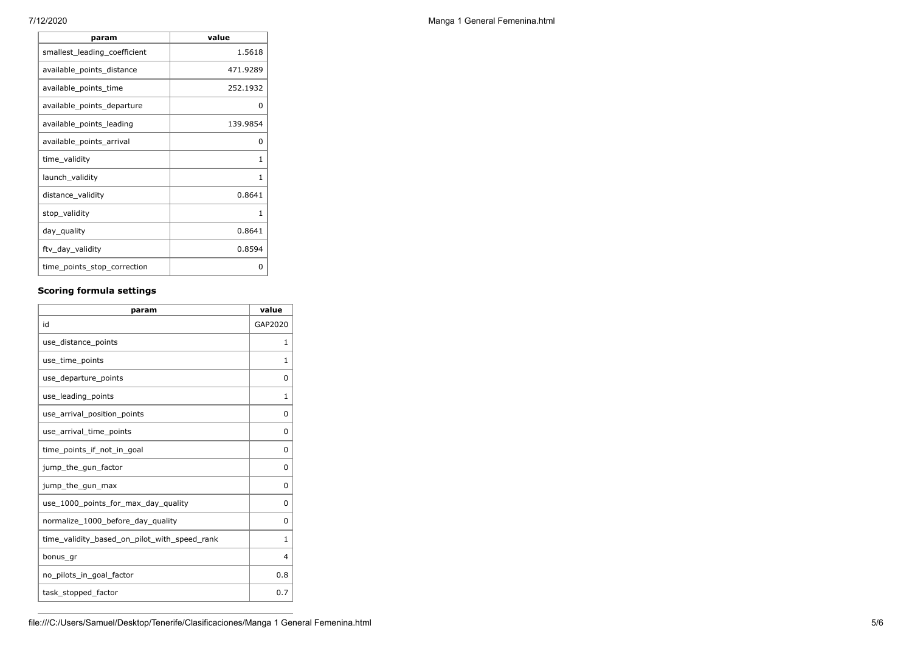| param | value |
| --- | --- |
| smallest_leading_coefficient | 1.5618 |
| available_points_distance | 471.9289 |
| available_points_time | 252.1932 |
| available_points_departure | 0 |
| available_points_leading | 139.9854 |
| available_points_arrival | 0 |
| time_validity | 1 |
| launch_validity | 1 |
| distance_validity | 0.8641 |
| stop_validity | 1 |
| day_quality | 0.8641 |
| ftv_day_validity | 0.8594 |
| time_points_stop_correction | 0 |

### Scoring formula settings

| param | value |
| --- | --- |
| id | GAP2020 |
| use_distance_points | 1 |
| use_time_points | 1 |
| use_departure_points | 0 |
| use_leading_points | 1 |
| use_arrival_position_points | 0 |
| use_arrival_time_points | 0 |
| time_points_if_not_in_goal | 0 |
| jump_the_gun_factor | 0 |
| jump_the_gun_max | 0 |
| use_1000_points_for_max_day_quality | 0 |
| normalize_1000_before_day_quality | 0 |
| time_validity_based_on_pilot_with_speed_rank | 1 |
| bonus_gr | 4 |
| no_pilots_in_goal_factor | 0.8 |
| task_stopped_factor | 0.7 |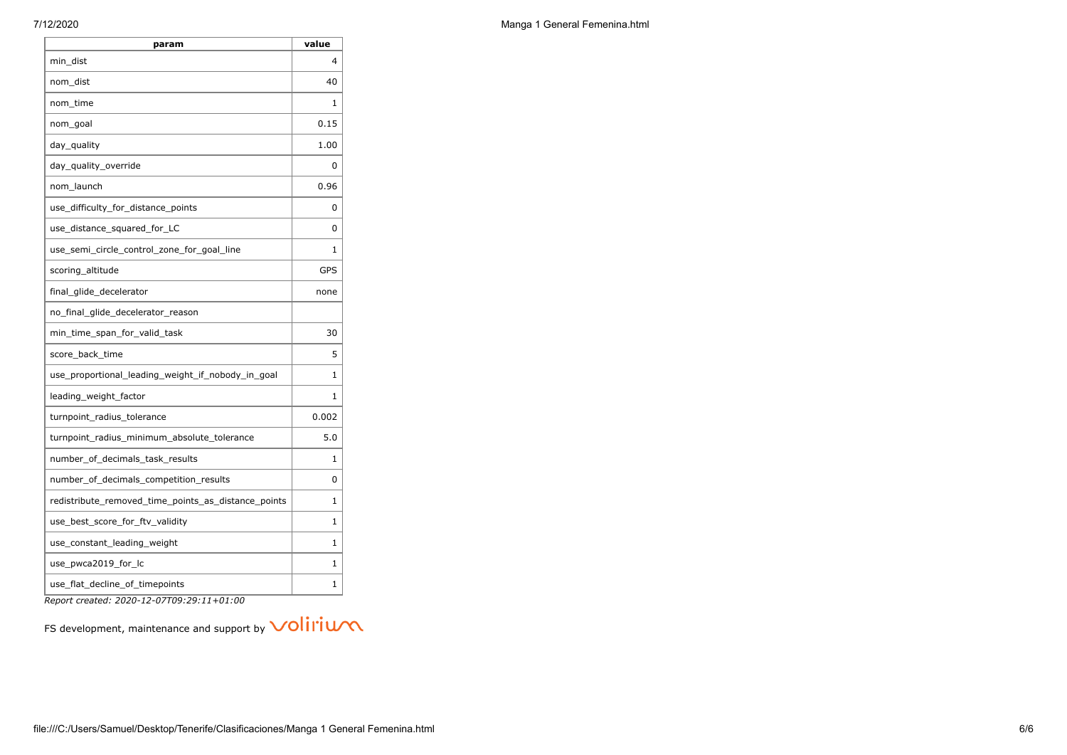| param | value |
|---|---|
| min_dist | 4 |
| nom_dist | 40 |
| nom_time | 1 |
| nom_goal | 0.15 |
| day_quality | 1.00 |
| day_quality_override | 0 |
| nom_launch | 0.96 |
| use_difficulty_for_distance_points | 0 |
| use_distance_squared_for_LC | 0 |
| use_semi_circle_control_zone_for_goal_line | 1 |
| scoring_altitude | GPS |
| final_glide_decelerator | none |
| no_final_glide_decelerator_reason | |
| min_time_span_for_valid_task | 30 |
| score_back_time | 5 |
| use_proportional_leading_weight_if_nobody_in_goal | 1 |
| leading_weight_factor | 1 |
| turnpoint_radius_tolerance | 0.002 |
| turnpoint_radius_minimum_absolute_tolerance | 5.0 |
| number_of_decimals_task_results | 1 |
| number_of_decimals_competition_results | 0 |
| redistribute_removed_time_points_as_distance_points | 1 |
| use_best_score_for_ftv_validity | 1 |
| use_constant_leading_weight | 1 |
| use_pwca2019_for_lc | 1 |
| use_flat_decline_of_timepoints | 1 |

*Report created: 2020-12-07T09:29:11+01:00*

FS development, maintenance and support by volirium